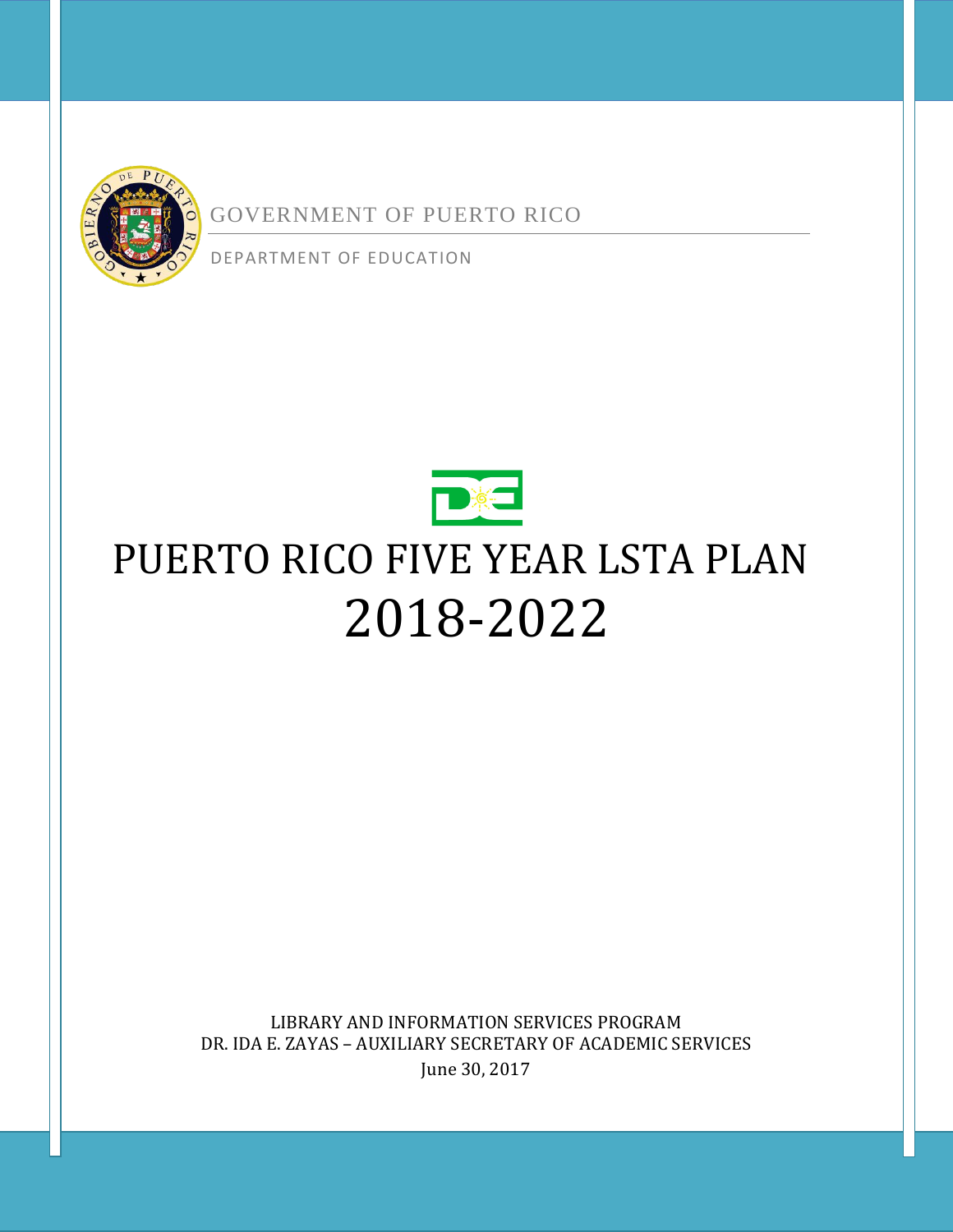GOVERNMENT OF PUERTO RICO

DEPARTMENT OF EDUCATION

# PUERTO RICO FIVE YEAR LSTA PLAN 2018-2022

LIBRARY AND INFORMATION SERVICES PROGRAM
DR. IDA E. ZAYAS – AUXILIARY SECRETARY OF ACADEMIC SERVICES
June 30, 2017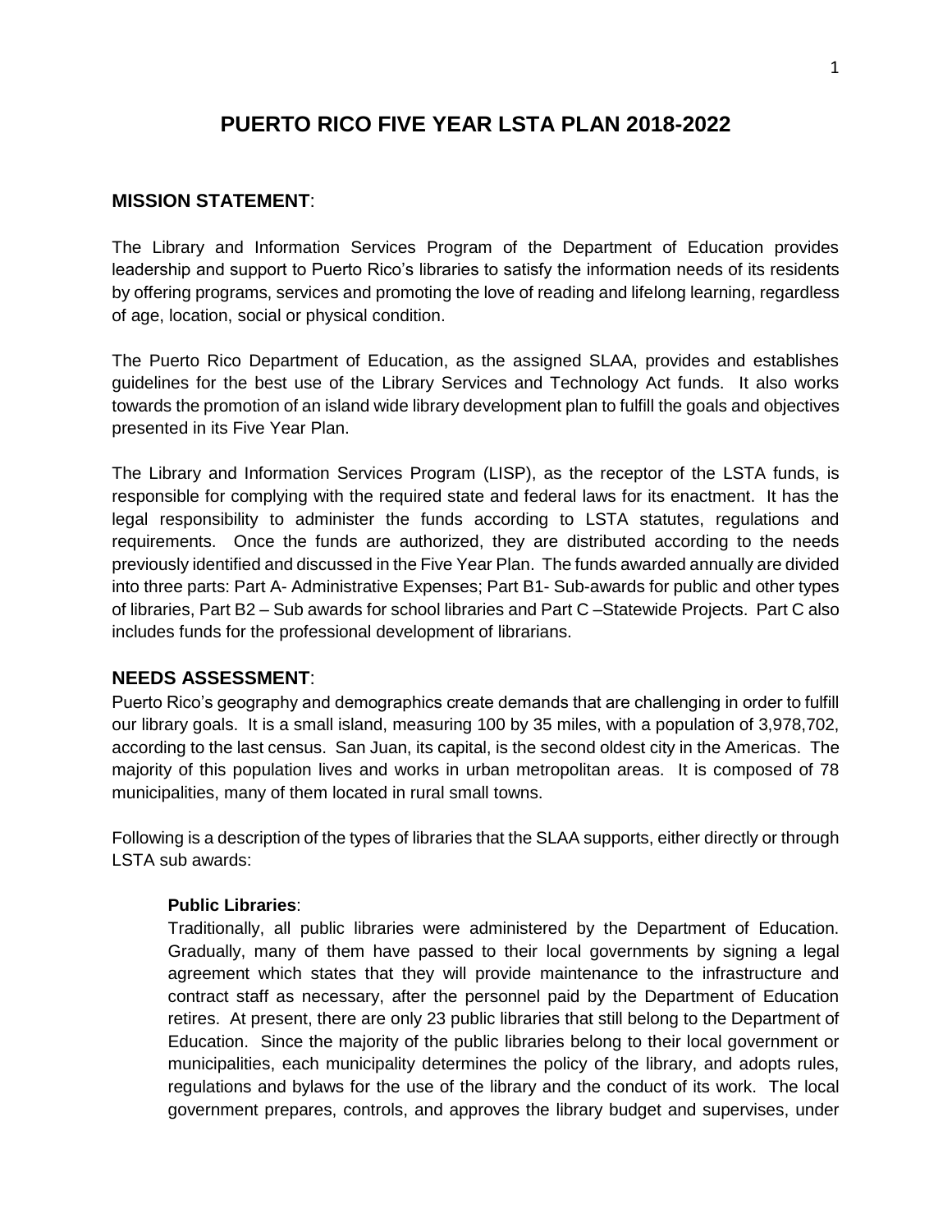# PUERTO RICO FIVE YEAR LSTA PLAN 2018-2022

## MISSION STATEMENT:

The Library and Information Services Program of the Department of Education provides leadership and support to Puerto Rico's libraries to satisfy the information needs of its residents by offering programs, services and promoting the love of reading and lifelong learning, regardless of age, location, social or physical condition.

The Puerto Rico Department of Education, as the assigned SLAA, provides and establishes guidelines for the best use of the Library Services and Technology Act funds. It also works towards the promotion of an island wide library development plan to fulfill the goals and objectives presented in its Five Year Plan.

The Library and Information Services Program (LISP), as the receptor of the LSTA funds, is responsible for complying with the required state and federal laws for its enactment. It has the legal responsibility to administer the funds according to LSTA statutes, regulations and requirements. Once the funds are authorized, they are distributed according to the needs previously identified and discussed in the Five Year Plan. The funds awarded annually are divided into three parts: Part A- Administrative Expenses; Part B1- Sub-awards for public and other types of libraries, Part B2 – Sub awards for school libraries and Part C –Statewide Projects. Part C also includes funds for the professional development of librarians.

## NEEDS ASSESSMENT:

Puerto Rico's geography and demographics create demands that are challenging in order to fulfill our library goals. It is a small island, measuring 100 by 35 miles, with a population of 3,978,702, according to the last census. San Juan, its capital, is the second oldest city in the Americas. The majority of this population lives and works in urban metropolitan areas. It is composed of 78 municipalities, many of them located in rural small towns.

Following is a description of the types of libraries that the SLAA supports, either directly or through LSTA sub awards:

**Public Libraries**:

Traditionally, all public libraries were administered by the Department of Education. Gradually, many of them have passed to their local governments by signing a legal agreement which states that they will provide maintenance to the infrastructure and contract staff as necessary, after the personnel paid by the Department of Education retires. At present, there are only 23 public libraries that still belong to the Department of Education. Since the majority of the public libraries belong to their local government or municipalities, each municipality determines the policy of the library, and adopts rules, regulations and bylaws for the use of the library and the conduct of its work. The local government prepares, controls, and approves the library budget and supervises, under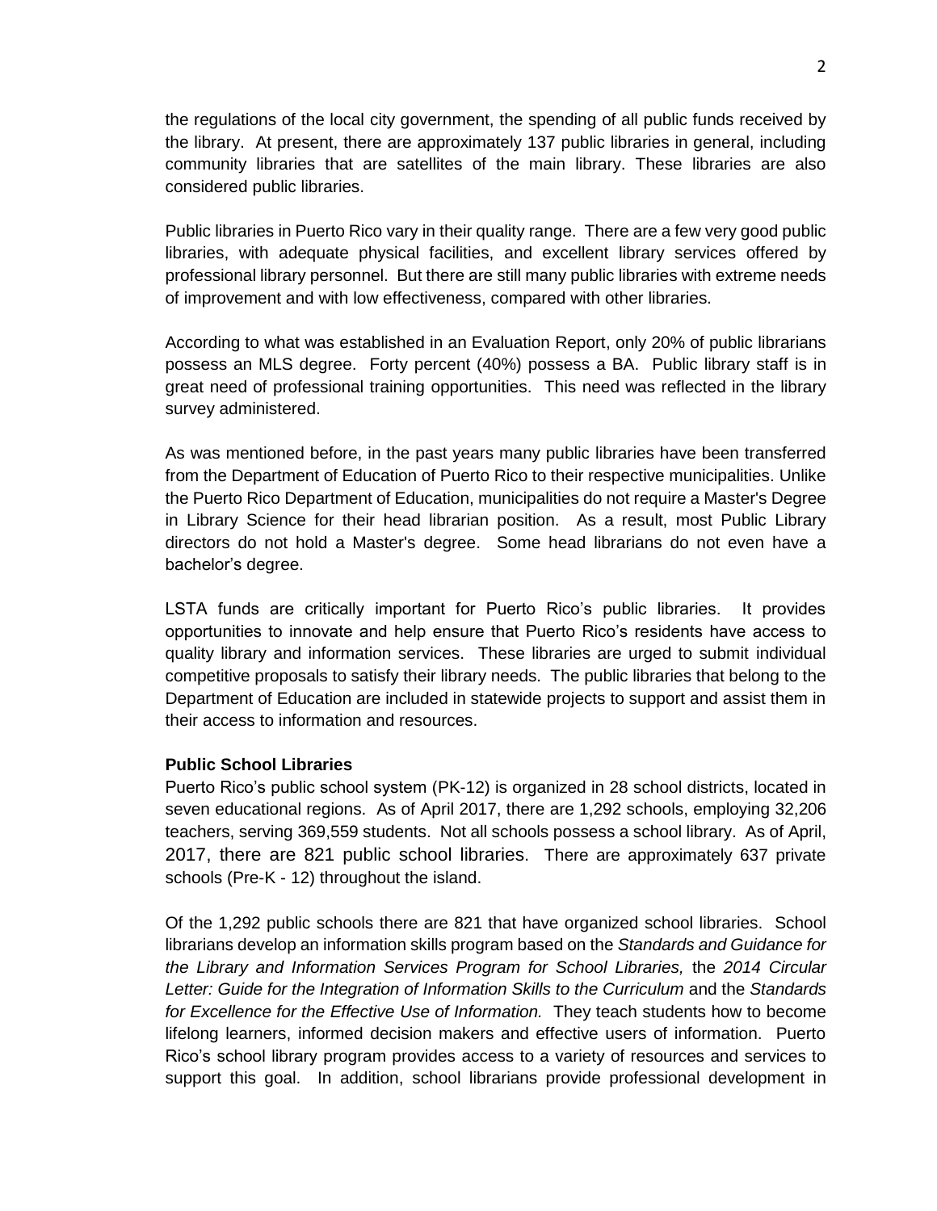the regulations of the local city government, the spending of all public funds received by the library. At present, there are approximately 137 public libraries in general, including community libraries that are satellites of the main library. These libraries are also considered public libraries.

Public libraries in Puerto Rico vary in their quality range. There are a few very good public libraries, with adequate physical facilities, and excellent library services offered by professional library personnel. But there are still many public libraries with extreme needs of improvement and with low effectiveness, compared with other libraries.

According to what was established in an Evaluation Report, only 20% of public librarians possess an MLS degree. Forty percent (40%) possess a BA. Public library staff is in great need of professional training opportunities. This need was reflected in the library survey administered.

As was mentioned before, in the past years many public libraries have been transferred from the Department of Education of Puerto Rico to their respective municipalities. Unlike the Puerto Rico Department of Education, municipalities do not require a Master's Degree in Library Science for their head librarian position. As a result, most Public Library directors do not hold a Master's degree. Some head librarians do not even have a bachelor's degree.

LSTA funds are critically important for Puerto Rico's public libraries. It provides opportunities to innovate and help ensure that Puerto Rico's residents have access to quality library and information services. These libraries are urged to submit individual competitive proposals to satisfy their library needs. The public libraries that belong to the Department of Education are included in statewide projects to support and assist them in their access to information and resources.

**Public School Libraries**

Puerto Rico's public school system (PK-12) is organized in 28 school districts, located in seven educational regions. As of April 2017, there are 1,292 schools, employing 32,206 teachers, serving 369,559 students. Not all schools possess a school library. As of April, 2017, there are 821 public school libraries. There are approximately 637 private schools (Pre-K - 12) throughout the island.

Of the 1,292 public schools there are 821 that have organized school libraries. School librarians develop an information skills program based on the *Standards and Guidance for the Library and Information Services Program for School Libraries,* the *2014 Circular Letter: Guide for the Integration of Information Skills to the Curriculum* and the *Standards for Excellence for the Effective Use of Information.* They teach students how to become lifelong learners, informed decision makers and effective users of information. Puerto Rico's school library program provides access to a variety of resources and services to support this goal. In addition, school librarians provide professional development in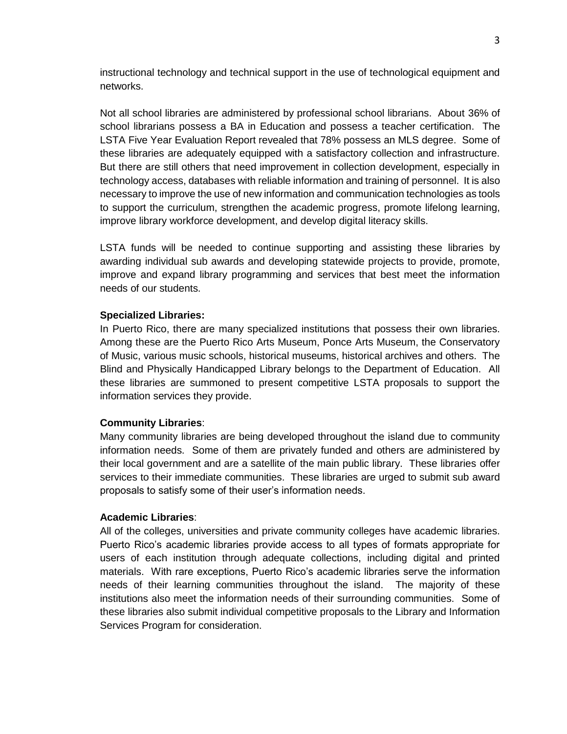instructional technology and technical support in the use of technological equipment and networks.

Not all school libraries are administered by professional school librarians. About 36% of school librarians possess a BA in Education and possess a teacher certification. The LSTA Five Year Evaluation Report revealed that 78% possess an MLS degree. Some of these libraries are adequately equipped with a satisfactory collection and infrastructure. But there are still others that need improvement in collection development, especially in technology access, databases with reliable information and training of personnel. It is also necessary to improve the use of new information and communication technologies as tools to support the curriculum, strengthen the academic progress, promote lifelong learning, improve library workforce development, and develop digital literacy skills.

LSTA funds will be needed to continue supporting and assisting these libraries by awarding individual sub awards and developing statewide projects to provide, promote, improve and expand library programming and services that best meet the information needs of our students.

**Specialized Libraries:**
In Puerto Rico, there are many specialized institutions that possess their own libraries. Among these are the Puerto Rico Arts Museum, Ponce Arts Museum, the Conservatory of Music, various music schools, historical museums, historical archives and others. The Blind and Physically Handicapped Library belongs to the Department of Education. All these libraries are summoned to present competitive LSTA proposals to support the information services they provide.

**Community Libraries**:
Many community libraries are being developed throughout the island due to community information needs. Some of them are privately funded and others are administered by their local government and are a satellite of the main public library. These libraries offer services to their immediate communities. These libraries are urged to submit sub award proposals to satisfy some of their user's information needs.

**Academic Libraries**:
All of the colleges, universities and private community colleges have academic libraries. Puerto Rico's academic libraries provide access to all types of formats appropriate for users of each institution through adequate collections, including digital and printed materials. With rare exceptions, Puerto Rico's academic libraries serve the information needs of their learning communities throughout the island. The majority of these institutions also meet the information needs of their surrounding communities. Some of these libraries also submit individual competitive proposals to the Library and Information Services Program for consideration.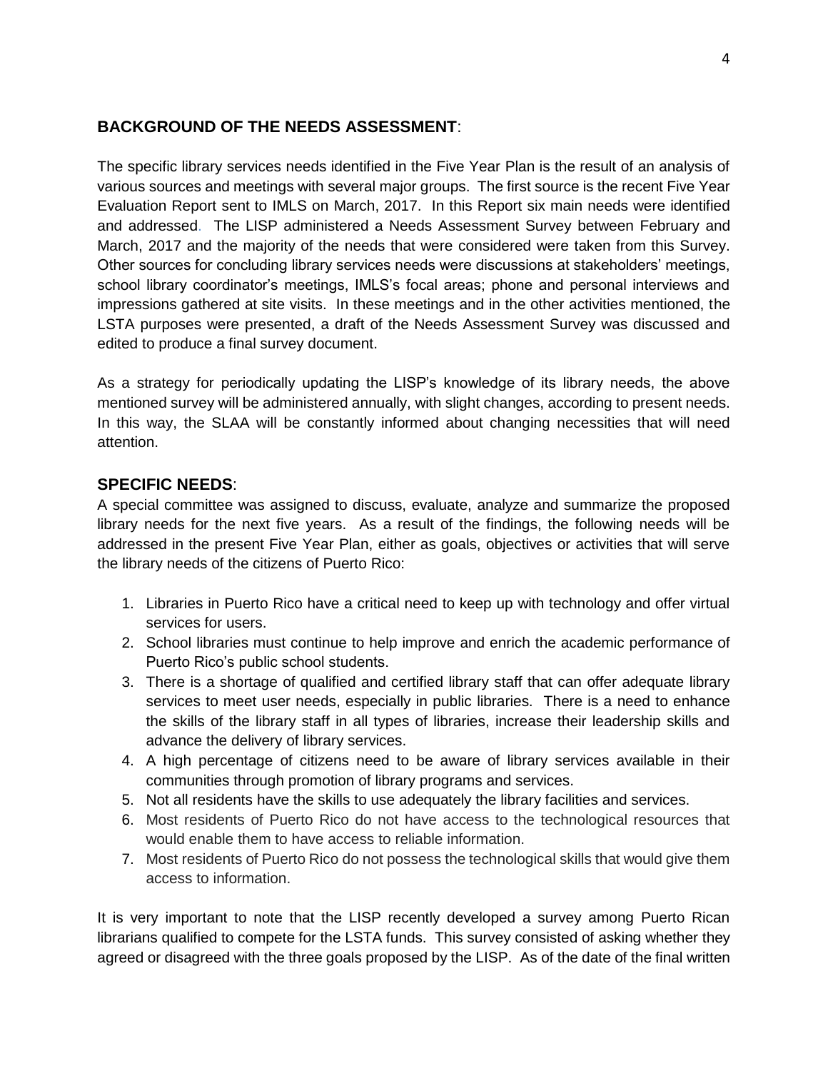## **BACKGROUND OF THE NEEDS ASSESSMENT**:

The specific library services needs identified in the Five Year Plan is the result of an analysis of various sources and meetings with several major groups. The first source is the recent Five Year Evaluation Report sent to IMLS on March, 2017. In this Report six main needs were identified and addressed. The LISP administered a Needs Assessment Survey between February and March, 2017 and the majority of the needs that were considered were taken from this Survey. Other sources for concluding library services needs were discussions at stakeholders' meetings, school library coordinator's meetings, IMLS's focal areas; phone and personal interviews and impressions gathered at site visits. In these meetings and in the other activities mentioned, the LSTA purposes were presented, a draft of the Needs Assessment Survey was discussed and edited to produce a final survey document.

As a strategy for periodically updating the LISP's knowledge of its library needs, the above mentioned survey will be administered annually, with slight changes, according to present needs. In this way, the SLAA will be constantly informed about changing necessities that will need attention.

## **SPECIFIC NEEDS**:

A special committee was assigned to discuss, evaluate, analyze and summarize the proposed library needs for the next five years. As a result of the findings, the following needs will be addressed in the present Five Year Plan, either as goals, objectives or activities that will serve the library needs of the citizens of Puerto Rico:

1. Libraries in Puerto Rico have a critical need to keep up with technology and offer virtual services for users.
2. School libraries must continue to help improve and enrich the academic performance of Puerto Rico's public school students.
3. There is a shortage of qualified and certified library staff that can offer adequate library services to meet user needs, especially in public libraries. There is a need to enhance the skills of the library staff in all types of libraries, increase their leadership skills and advance the delivery of library services.
4. A high percentage of citizens need to be aware of library services available in their communities through promotion of library programs and services.
5. Not all residents have the skills to use adequately the library facilities and services.
6. Most residents of Puerto Rico do not have access to the technological resources that would enable them to have access to reliable information.
7. Most residents of Puerto Rico do not possess the technological skills that would give them access to information.

It is very important to note that the LISP recently developed a survey among Puerto Rican librarians qualified to compete for the LSTA funds. This survey consisted of asking whether they agreed or disagreed with the three goals proposed by the LISP. As of the date of the final written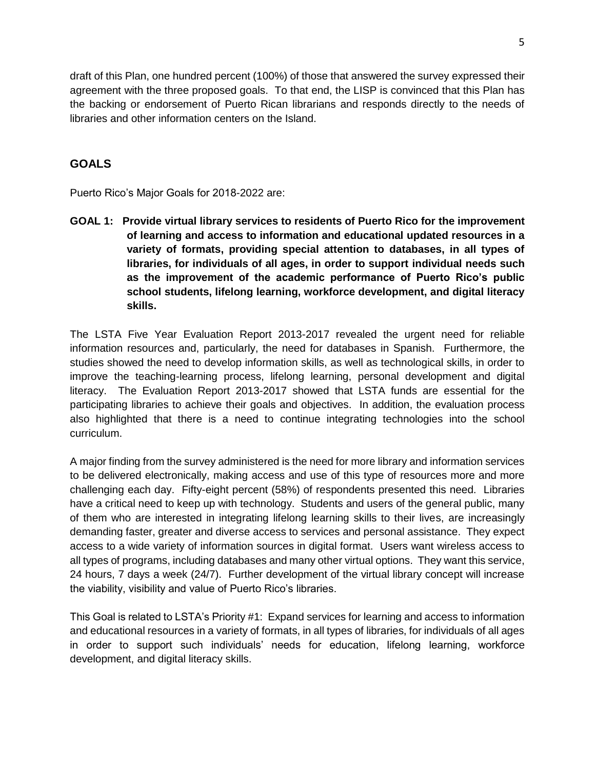draft of this Plan, one hundred percent (100%) of those that answered the survey expressed their agreement with the three proposed goals. To that end, the LISP is convinced that this Plan has the backing or endorsement of Puerto Rican librarians and responds directly to the needs of libraries and other information centers on the Island.

## GOALS

Puerto Rico's Major Goals for 2018-2022 are:

**GOAL 1: Provide virtual library services to residents of Puerto Rico for the improvement of learning and access to information and educational updated resources in a variety of formats, providing special attention to databases, in all types of libraries, for individuals of all ages, in order to support individual needs such as the improvement of the academic performance of Puerto Rico's public school students, lifelong learning, workforce development, and digital literacy skills.**

The LSTA Five Year Evaluation Report 2013-2017 revealed the urgent need for reliable information resources and, particularly, the need for databases in Spanish. Furthermore, the studies showed the need to develop information skills, as well as technological skills, in order to improve the teaching-learning process, lifelong learning, personal development and digital literacy. The Evaluation Report 2013-2017 showed that LSTA funds are essential for the participating libraries to achieve their goals and objectives. In addition, the evaluation process also highlighted that there is a need to continue integrating technologies into the school curriculum.

A major finding from the survey administered is the need for more library and information services to be delivered electronically, making access and use of this type of resources more and more challenging each day. Fifty-eight percent (58%) of respondents presented this need. Libraries have a critical need to keep up with technology. Students and users of the general public, many of them who are interested in integrating lifelong learning skills to their lives, are increasingly demanding faster, greater and diverse access to services and personal assistance. They expect access to a wide variety of information sources in digital format. Users want wireless access to all types of programs, including databases and many other virtual options. They want this service, 24 hours, 7 days a week (24/7). Further development of the virtual library concept will increase the viability, visibility and value of Puerto Rico's libraries.

This Goal is related to LSTA's Priority #1: Expand services for learning and access to information and educational resources in a variety of formats, in all types of libraries, for individuals of all ages in order to support such individuals' needs for education, lifelong learning, workforce development, and digital literacy skills.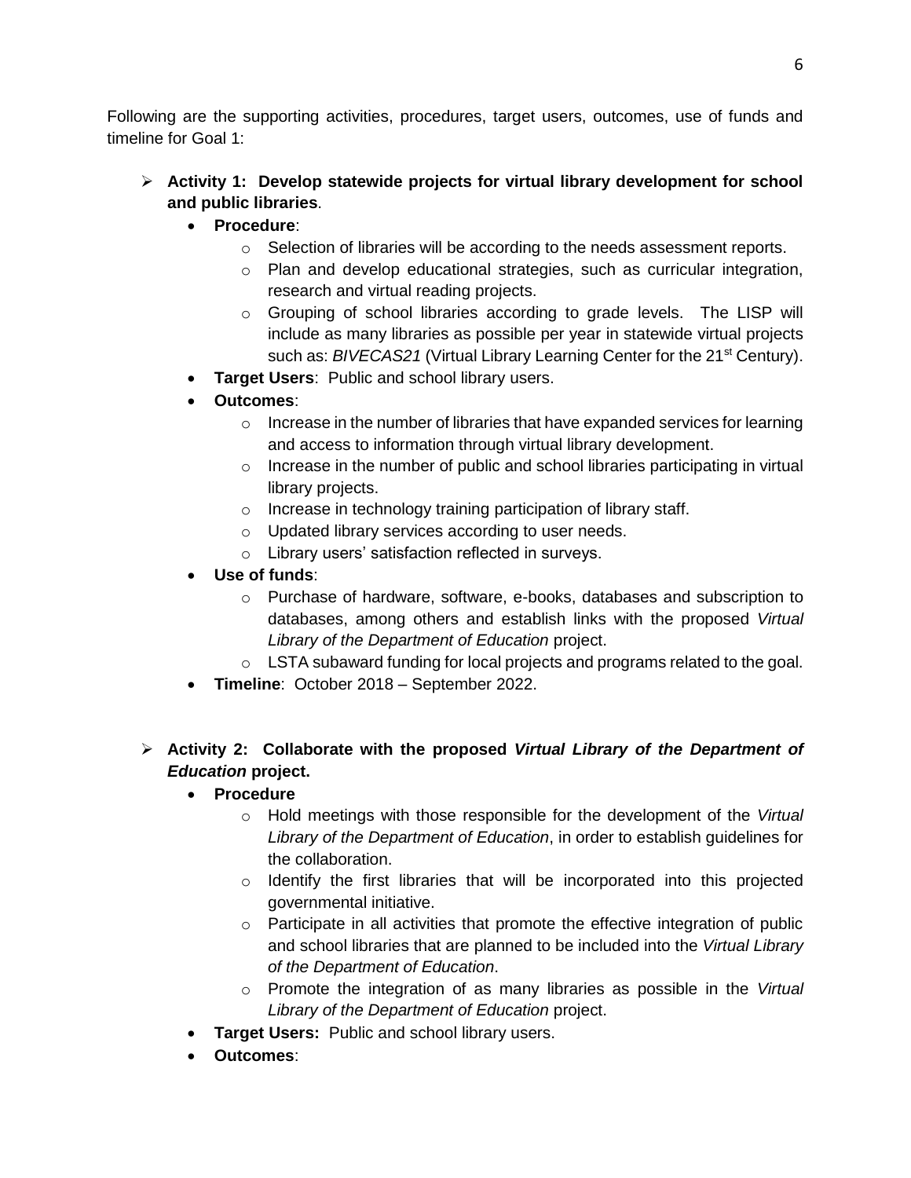Following are the supporting activities, procedures, target users, outcomes, use of funds and timeline for Goal 1:

- **Activity 1: Develop statewide projects for virtual library development for school and public libraries**.
    - **Procedure**:
        - Selection of libraries will be according to the needs assessment reports.
        - Plan and develop educational strategies, such as curricular integration, research and virtual reading projects.
        - Grouping of school libraries according to grade levels. The LISP will include as many libraries as possible per year in statewide virtual projects such as: *BIVECAS21* (Virtual Library Learning Center for the 21st Century).
    - **Target Users**: Public and school library users.
    - **Outcomes**:
        - Increase in the number of libraries that have expanded services for learning and access to information through virtual library development.
        - Increase in the number of public and school libraries participating in virtual library projects.
        - Increase in technology training participation of library staff.
        - Updated library services according to user needs.
        - Library users' satisfaction reflected in surveys.
    - **Use of funds**:
        - Purchase of hardware, software, e-books, databases and subscription to databases, among others and establish links with the proposed *Virtual Library of the Department of Education* project.
        - LSTA subaward funding for local projects and programs related to the goal.
    - **Timeline**: October 2018 – September 2022.

- **Activity 2: Collaborate with the proposed *Virtual Library of the Department of Education* project.**
    - **Procedure**
        - Hold meetings with those responsible for the development of the *Virtual Library of the Department of Education*, in order to establish guidelines for the collaboration.
        - Identify the first libraries that will be incorporated into this projected governmental initiative.
        - Participate in all activities that promote the effective integration of public and school libraries that are planned to be included into the *Virtual Library of the Department of Education*.
        - Promote the integration of as many libraries as possible in the *Virtual Library of the Department of Education* project.
    - **Target Users:** Public and school library users.
    - **Outcomes**: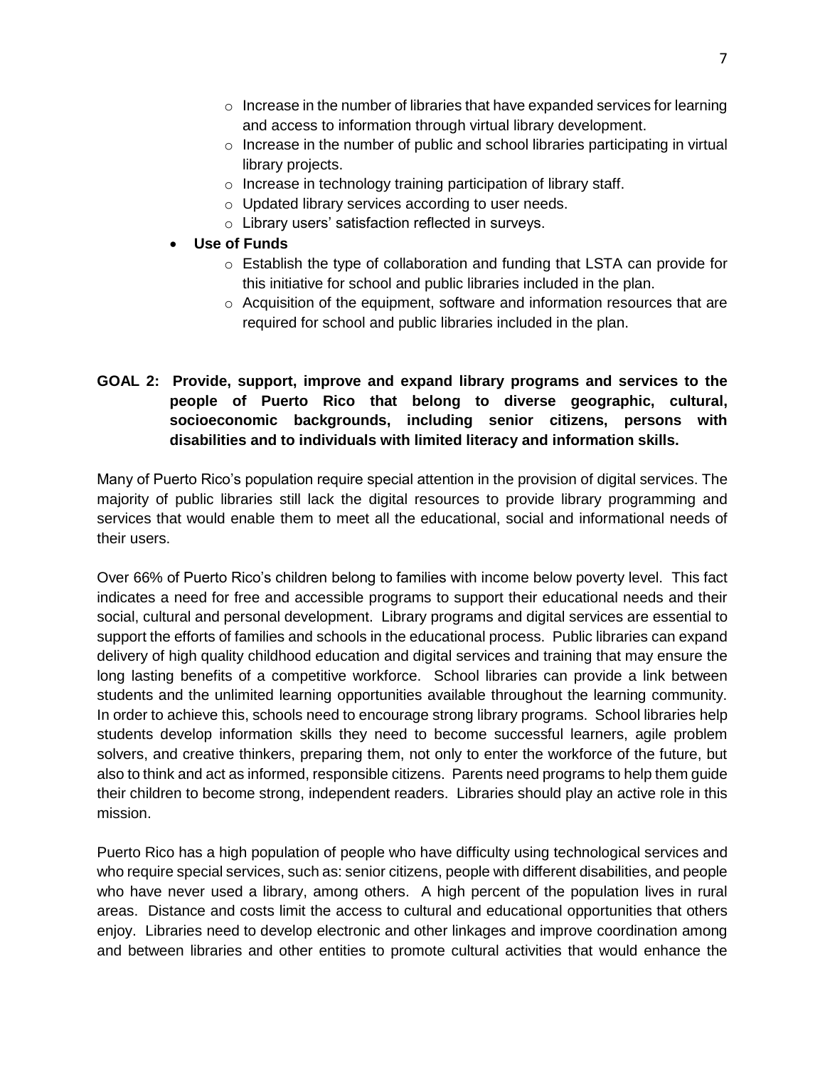- Increase in the number of libraries that have expanded services for learning and access to information through virtual library development.
    - Increase in the number of public and school libraries participating in virtual library projects.
    - Increase in technology training participation of library staff.
    - Updated library services according to user needs.
    - Library users' satisfaction reflected in surveys.
- **Use of Funds**
    - Establish the type of collaboration and funding that LSTA can provide for this initiative for school and public libraries included in the plan.
    - Acquisition of the equipment, software and information resources that are required for school and public libraries included in the plan.

**GOAL 2: Provide, support, improve and expand library programs and services to the people of Puerto Rico that belong to diverse geographic, cultural, socioeconomic backgrounds, including senior citizens, persons with disabilities and to individuals with limited literacy and information skills.**

Many of Puerto Rico's population require special attention in the provision of digital services. The majority of public libraries still lack the digital resources to provide library programming and services that would enable them to meet all the educational, social and informational needs of their users.

Over 66% of Puerto Rico's children belong to families with income below poverty level. This fact indicates a need for free and accessible programs to support their educational needs and their social, cultural and personal development. Library programs and digital services are essential to support the efforts of families and schools in the educational process. Public libraries can expand delivery of high quality childhood education and digital services and training that may ensure the long lasting benefits of a competitive workforce. School libraries can provide a link between students and the unlimited learning opportunities available throughout the learning community. In order to achieve this, schools need to encourage strong library programs. School libraries help students develop information skills they need to become successful learners, agile problem solvers, and creative thinkers, preparing them, not only to enter the workforce of the future, but also to think and act as informed, responsible citizens. Parents need programs to help them guide their children to become strong, independent readers. Libraries should play an active role in this mission.

Puerto Rico has a high population of people who have difficulty using technological services and who require special services, such as: senior citizens, people with different disabilities, and people who have never used a library, among others. A high percent of the population lives in rural areas. Distance and costs limit the access to cultural and educational opportunities that others enjoy. Libraries need to develop electronic and other linkages and improve coordination among and between libraries and other entities to promote cultural activities that would enhance the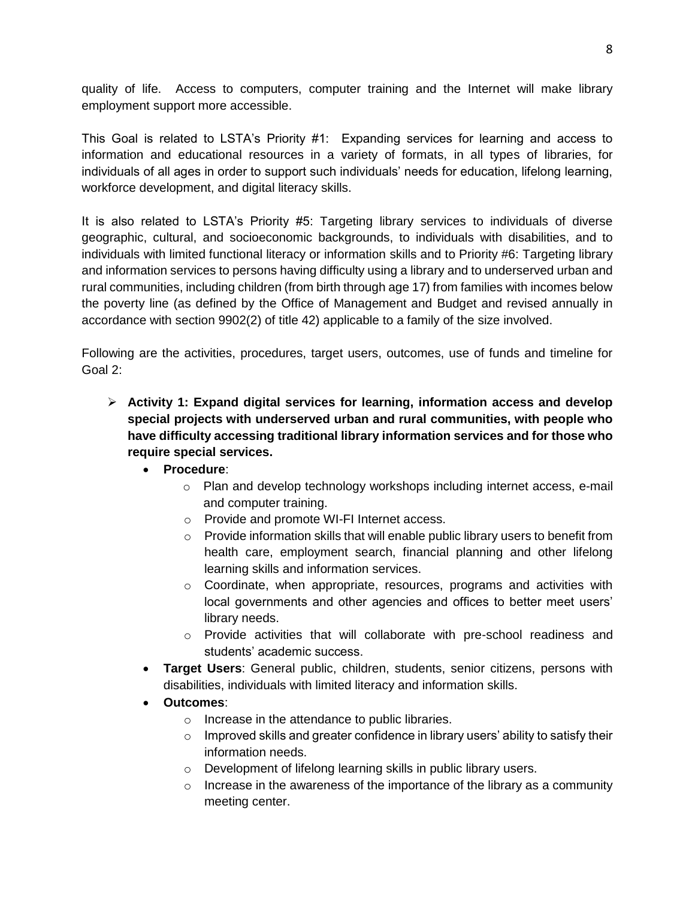quality of life. Access to computers, computer training and the Internet will make library employment support more accessible.

This Goal is related to LSTA's Priority #1: Expanding services for learning and access to information and educational resources in a variety of formats, in all types of libraries, for individuals of all ages in order to support such individuals' needs for education, lifelong learning, workforce development, and digital literacy skills.

It is also related to LSTA's Priority #5: Targeting library services to individuals of diverse geographic, cultural, and socioeconomic backgrounds, to individuals with disabilities, and to individuals with limited functional literacy or information skills and to Priority #6: Targeting library and information services to persons having difficulty using a library and to underserved urban and rural communities, including children (from birth through age 17) from families with incomes below the poverty line (as defined by the Office of Management and Budget and revised annually in accordance with section 9902(2) of title 42) applicable to a family of the size involved.

Following are the activities, procedures, target users, outcomes, use of funds and timeline for Goal 2:

- **Activity 1: Expand digital services for learning, information access and develop special projects with underserved urban and rural communities, with people who have difficulty accessing traditional library information services and for those who require special services.**
  - **Procedure**:
    - Plan and develop technology workshops including internet access, e-mail and computer training.
    - Provide and promote WI-FI Internet access.
    - Provide information skills that will enable public library users to benefit from health care, employment search, financial planning and other lifelong learning skills and information services.
    - Coordinate, when appropriate, resources, programs and activities with local governments and other agencies and offices to better meet users' library needs.
    - Provide activities that will collaborate with pre-school readiness and students' academic success.
  - **Target Users**: General public, children, students, senior citizens, persons with disabilities, individuals with limited literacy and information skills.
  - **Outcomes**:
    - Increase in the attendance to public libraries.
    - Improved skills and greater confidence in library users' ability to satisfy their information needs.
    - Development of lifelong learning skills in public library users.
    - Increase in the awareness of the importance of the library as a community meeting center.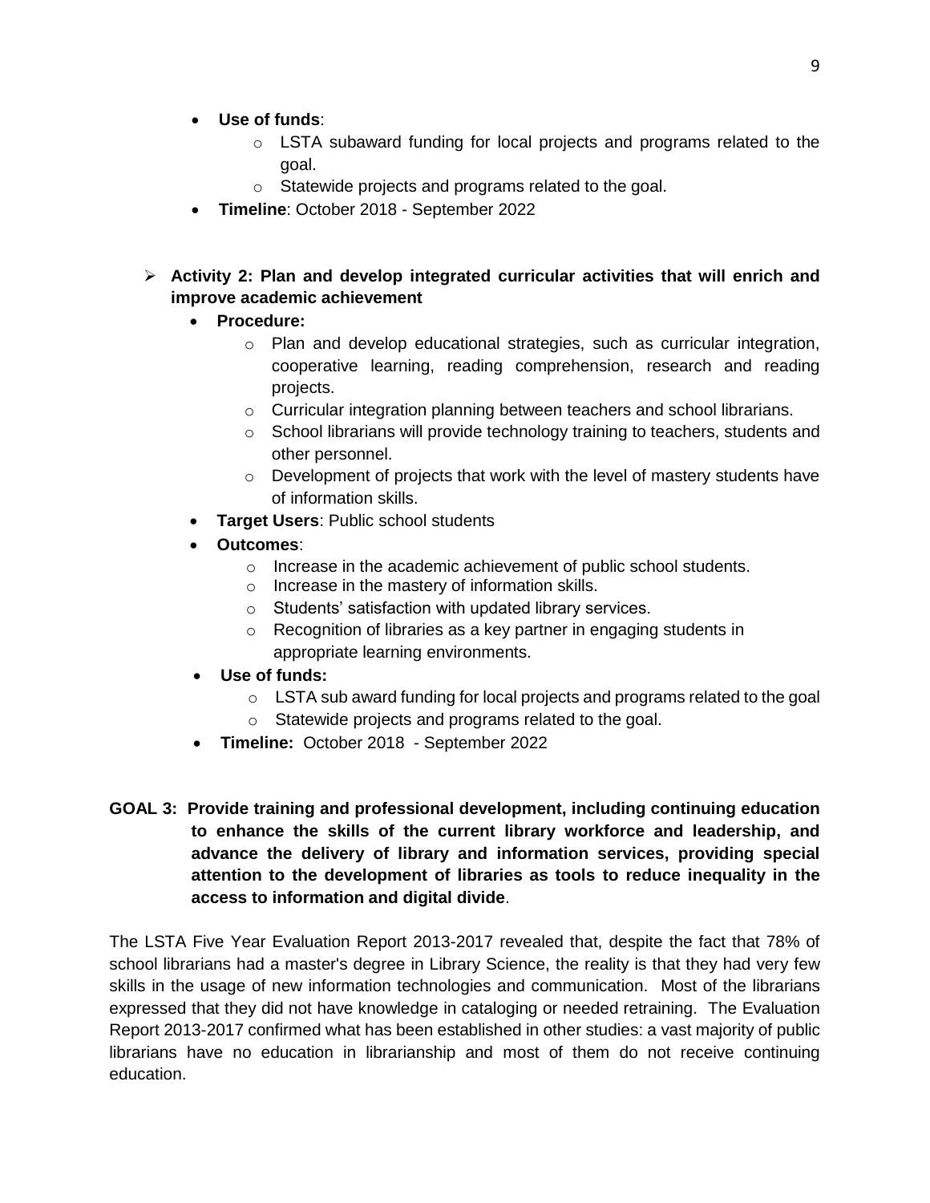- **Use of funds**:
  - LSTA subaward funding for local projects and programs related to the goal.
  - Statewide projects and programs related to the goal.
- **Timeline**: October 2018 - September 2022

- **Activity 2: Plan and develop integrated curricular activities that will enrich and improve academic achievement**
  - **Procedure:**
    - Plan and develop educational strategies, such as curricular integration, cooperative learning, reading comprehension, research and reading projects.
    - Curricular integration planning between teachers and school librarians.
    - School librarians will provide technology training to teachers, students and other personnel.
    - Development of projects that work with the level of mastery students have of information skills.
  - **Target Users**: Public school students
  - **Outcomes**:
    - Increase in the academic achievement of public school students.
    - Increase in the mastery of information skills.
    - Students' satisfaction with updated library services.
    - Recognition of libraries as a key partner in engaging students in appropriate learning environments.
  - **Use of funds:**
    - LSTA sub award funding for local projects and programs related to the goal
    - Statewide projects and programs related to the goal.
  - **Timeline:** October 2018 - September 2022

**GOAL 3: Provide training and professional development, including continuing education to enhance the skills of the current library workforce and leadership, and advance the delivery of library and information services, providing special attention to the development of libraries as tools to reduce inequality in the access to information and digital divide**.

The LSTA Five Year Evaluation Report 2013-2017 revealed that, despite the fact that 78% of school librarians had a master's degree in Library Science, the reality is that they had very few skills in the usage of new information technologies and communication. Most of the librarians expressed that they did not have knowledge in cataloging or needed retraining. The Evaluation Report 2013-2017 confirmed what has been established in other studies: a vast majority of public librarians have no education in librarianship and most of them do not receive continuing education.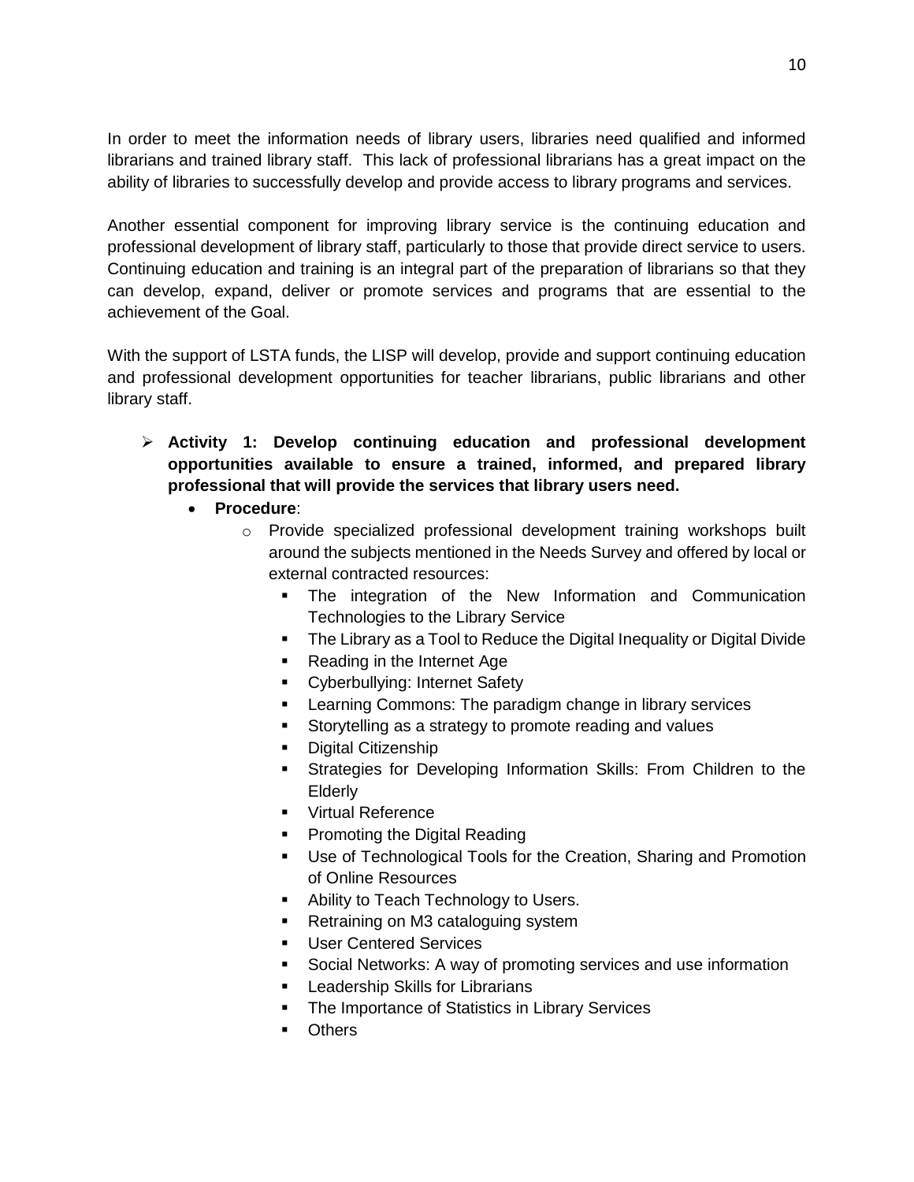In order to meet the information needs of library users, libraries need qualified and informed librarians and trained library staff.  This lack of professional librarians has a great impact on the ability of libraries to successfully develop and provide access to library programs and services.

Another essential component for improving library service is the continuing education and professional development of library staff, particularly to those that provide direct service to users. Continuing education and training is an integral part of the preparation of librarians so that they can develop, expand, deliver or promote services and programs that are essential to the achievement of the Goal.

With the support of LSTA funds, the LISP will develop, provide and support continuing education and professional development opportunities for teacher librarians, public librarians and other library staff.

- **Activity 1: Develop continuing education and professional development opportunities available to ensure a trained, informed, and prepared library professional that will provide the services that library users need.**
  - **Procedure**:
    - Provide specialized professional development training workshops built around the subjects mentioned in the Needs Survey and offered by local or external contracted resources:
      - The integration of the New Information and Communication Technologies to the Library Service
      - The Library as a Tool to Reduce the Digital Inequality or Digital Divide
      - Reading in the Internet Age
      - Cyberbullying: Internet Safety
      - Learning Commons: The paradigm change in library services
      - Storytelling as a strategy to promote reading and values
      - Digital Citizenship
      - Strategies for Developing Information Skills: From Children to the Elderly
      - Virtual Reference
      - Promoting the Digital Reading
      - Use of Technological Tools for the Creation, Sharing and Promotion of Online Resources
      - Ability to Teach Technology to Users.
      - Retraining on M3 cataloguing system
      - User Centered Services
      - Social Networks: A way of promoting services and use information
      - Leadership Skills for Librarians
      - The Importance of Statistics in Library Services
      - Others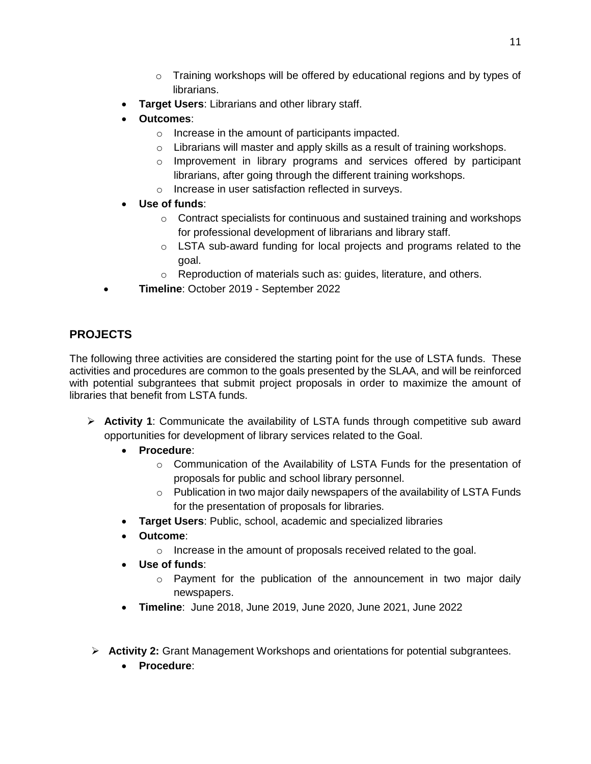- Training workshops will be offered by educational regions and by types of librarians.
- **Target Users**: Librarians and other library staff.
- **Outcomes**:
  - Increase in the amount of participants impacted.
  - Librarians will master and apply skills as a result of training workshops.
  - Improvement in library programs and services offered by participant librarians, after going through the different training workshops.
  - Increase in user satisfaction reflected in surveys.
- **Use of funds**:
  - Contract specialists for continuous and sustained training and workshops for professional development of librarians and library staff.
  - LSTA sub-award funding for local projects and programs related to the goal.
  - Reproduction of materials such as: guides, literature, and others.
- **Timeline**: October 2019 - September 2022

## PROJECTS

The following three activities are considered the starting point for the use of LSTA funds. These activities and procedures are common to the goals presented by the SLAA, and will be reinforced with potential subgrantees that submit project proposals in order to maximize the amount of libraries that benefit from LSTA funds.

- **Activity 1**: Communicate the availability of LSTA funds through competitive sub award opportunities for development of library services related to the Goal.
  - **Procedure**:
    - Communication of the Availability of LSTA Funds for the presentation of proposals for public and school library personnel.
    - Publication in two major daily newspapers of the availability of LSTA Funds for the presentation of proposals for libraries.
  - **Target Users**: Public, school, academic and specialized libraries
  - **Outcome**:
    - Increase in the amount of proposals received related to the goal.
  - **Use of funds**:
    - Payment for the publication of the announcement in two major daily newspapers.
  - **Timeline**: June 2018, June 2019, June 2020, June 2021, June 2022

- **Activity 2:** Grant Management Workshops and orientations for potential subgrantees.
  - **Procedure**: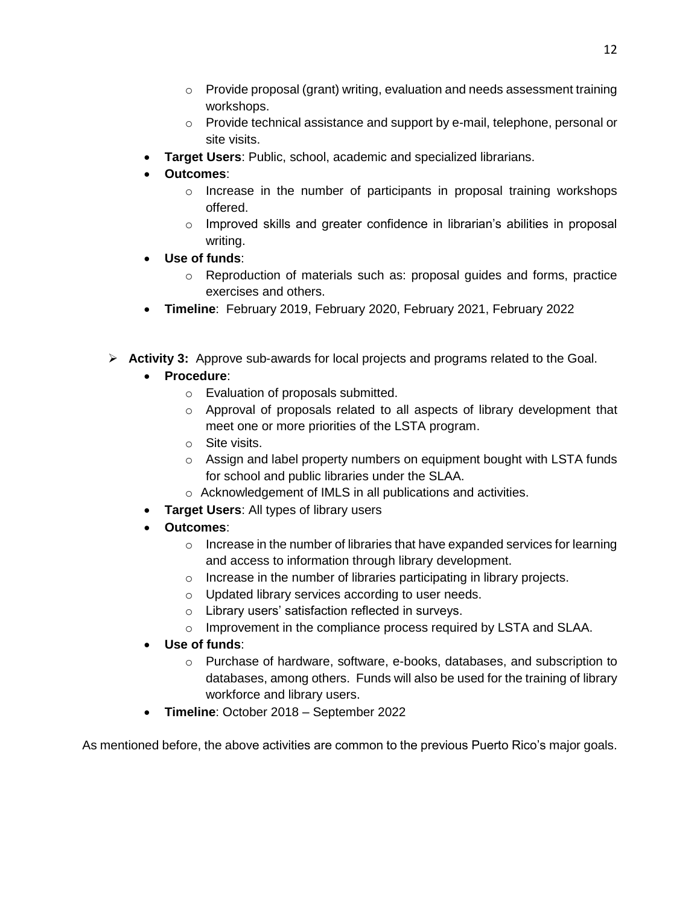- Provide proposal (grant) writing, evaluation and needs assessment training workshops.
  - Provide technical assistance and support by e-mail, telephone, personal or site visits.
- **Target Users**: Public, school, academic and specialized librarians.
- **Outcomes**:
  - Increase in the number of participants in proposal training workshops offered.
  - Improved skills and greater confidence in librarian's abilities in proposal writing.
- **Use of funds**:
  - Reproduction of materials such as: proposal guides and forms, practice exercises and others.
- **Timeline**: February 2019, February 2020, February 2021, February 2022

➢ **Activity 3:** Approve sub-awards for local projects and programs related to the Goal.

- **Procedure**:
  - Evaluation of proposals submitted.
  - Approval of proposals related to all aspects of library development that meet one or more priorities of the LSTA program.
  - Site visits.
  - Assign and label property numbers on equipment bought with LSTA funds for school and public libraries under the SLAA.
  - Acknowledgement of IMLS in all publications and activities.
- **Target Users**: All types of library users
- **Outcomes**:
  - Increase in the number of libraries that have expanded services for learning and access to information through library development.
  - Increase in the number of libraries participating in library projects.
  - Updated library services according to user needs.
  - Library users' satisfaction reflected in surveys.
  - Improvement in the compliance process required by LSTA and SLAA.
- **Use of funds**:
  - Purchase of hardware, software, e-books, databases, and subscription to databases, among others. Funds will also be used for the training of library workforce and library users.
- **Timeline**: October 2018 – September 2022

As mentioned before, the above activities are common to the previous Puerto Rico's major goals.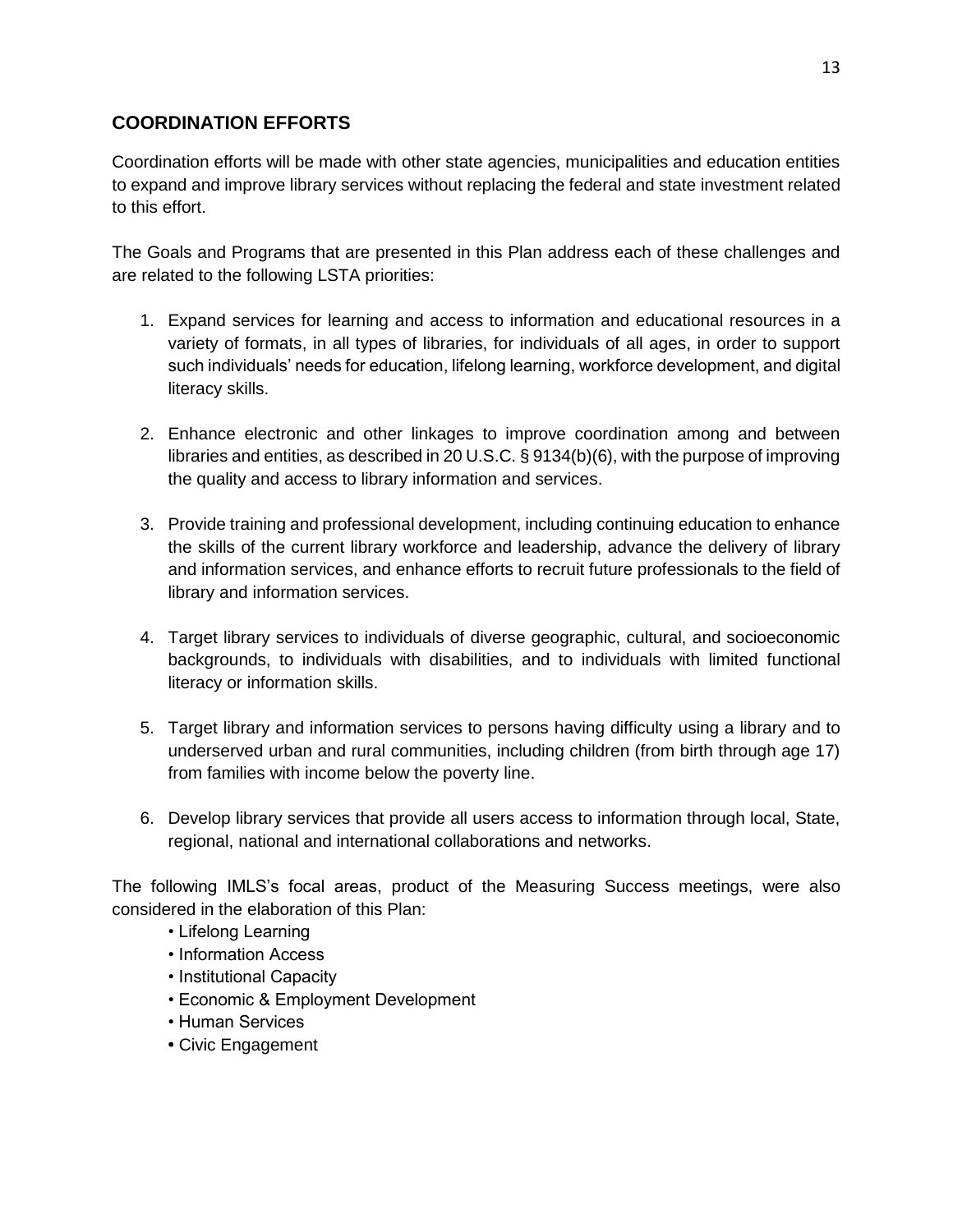## COORDINATION EFFORTS

Coordination efforts will be made with other state agencies, municipalities and education entities to expand and improve library services without replacing the federal and state investment related to this effort.

The Goals and Programs that are presented in this Plan address each of these challenges and are related to the following LSTA priorities:

1. Expand services for learning and access to information and educational resources in a variety of formats, in all types of libraries, for individuals of all ages, in order to support such individuals' needs for education, lifelong learning, workforce development, and digital literacy skills.

2. Enhance electronic and other linkages to improve coordination among and between libraries and entities, as described in 20 U.S.C. § 9134(b)(6), with the purpose of improving the quality and access to library information and services.

3. Provide training and professional development, including continuing education to enhance the skills of the current library workforce and leadership, advance the delivery of library and information services, and enhance efforts to recruit future professionals to the field of library and information services.

4. Target library services to individuals of diverse geographic, cultural, and socioeconomic backgrounds, to individuals with disabilities, and to individuals with limited functional literacy or information skills.

5. Target library and information services to persons having difficulty using a library and to underserved urban and rural communities, including children (from birth through age 17) from families with income below the poverty line.

6. Develop library services that provide all users access to information through local, State, regional, national and international collaborations and networks.

The following IMLS's focal areas, product of the Measuring Success meetings, were also considered in the elaboration of this Plan:

- Lifelong Learning
- Information Access
- Institutional Capacity
- Economic & Employment Development
- Human Services
- Civic Engagement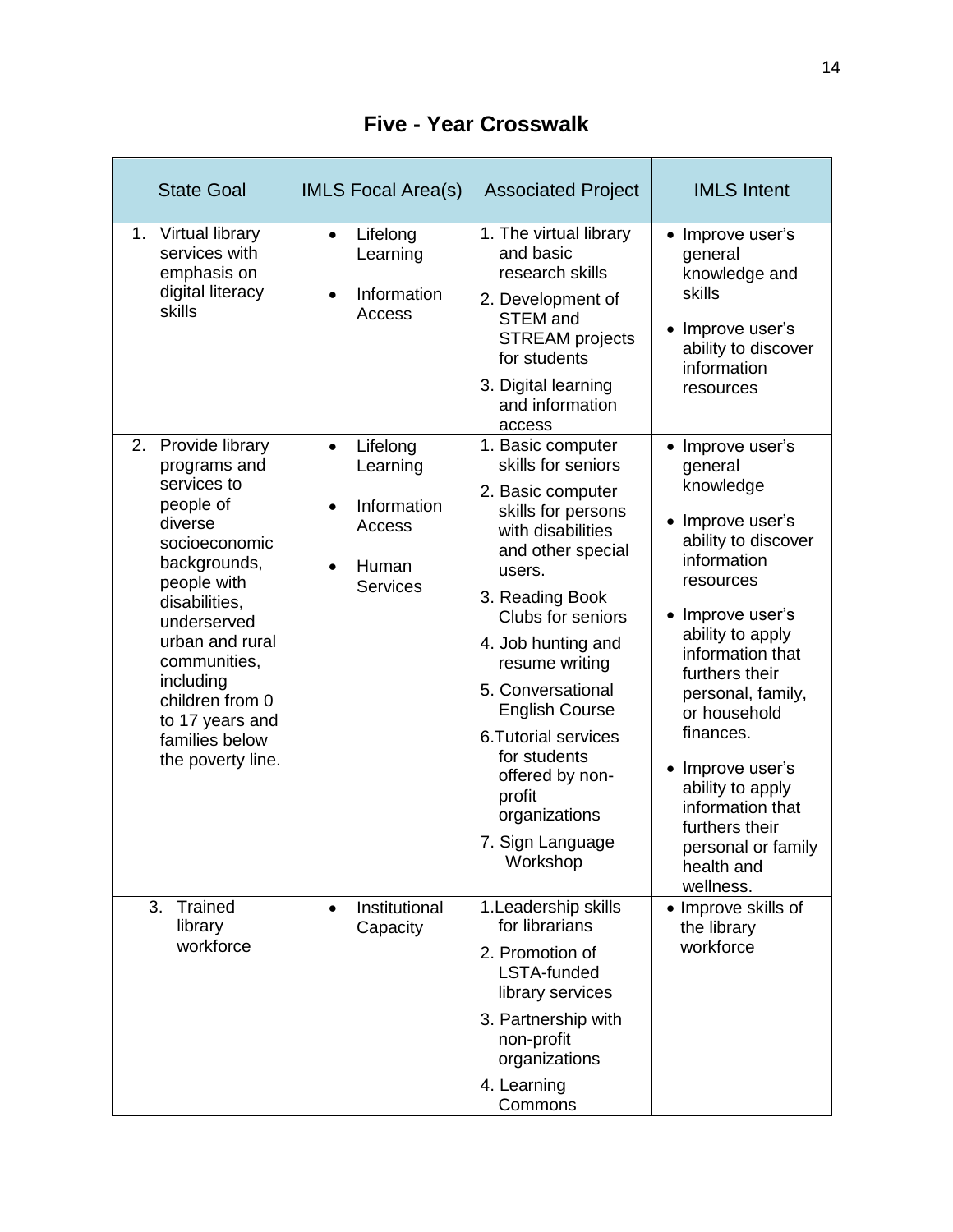# Five - Year Crosswalk

| State Goal | IMLS Focal Area(s) | Associated Project | IMLS Intent |
|---|---|---|---|
| 1. Virtual library services with emphasis on digital literacy skills | • Lifelong Learning<br>• Information Access | 1. The virtual library and basic research skills<br>2. Development of STEM and STREAM projects for students<br>3. Digital learning and information access | • Improve user's general knowledge and skills<br>• Improve user's ability to discover information resources |
| 2. Provide library programs and services to people of diverse socioeconomic backgrounds, people with disabilities, underserved urban and rural communities, including children from 0 to 17 years and families below the poverty line. | • Lifelong Learning<br>• Information Access<br>• Human Services | 1. Basic computer skills for seniors<br>2. Basic computer skills for persons with disabilities and other special users.<br>3. Reading Book Clubs for seniors<br>4. Job hunting and resume writing<br>5. Conversational English Course<br>6.Tutorial services for students offered by non-profit organizations<br>7. Sign Language Workshop | • Improve user's general knowledge<br>• Improve user's ability to discover information resources<br>• Improve user's ability to apply information that furthers their personal, family, or household finances.<br>• Improve user's ability to apply information that furthers their personal or family health and wellness. |
| 3. Trained library workforce | • Institutional Capacity | 1.Leadership skills for librarians<br>2. Promotion of LSTA-funded library services<br>3. Partnership with non-profit organizations<br>4. Learning Commons | • Improve skills of the library workforce |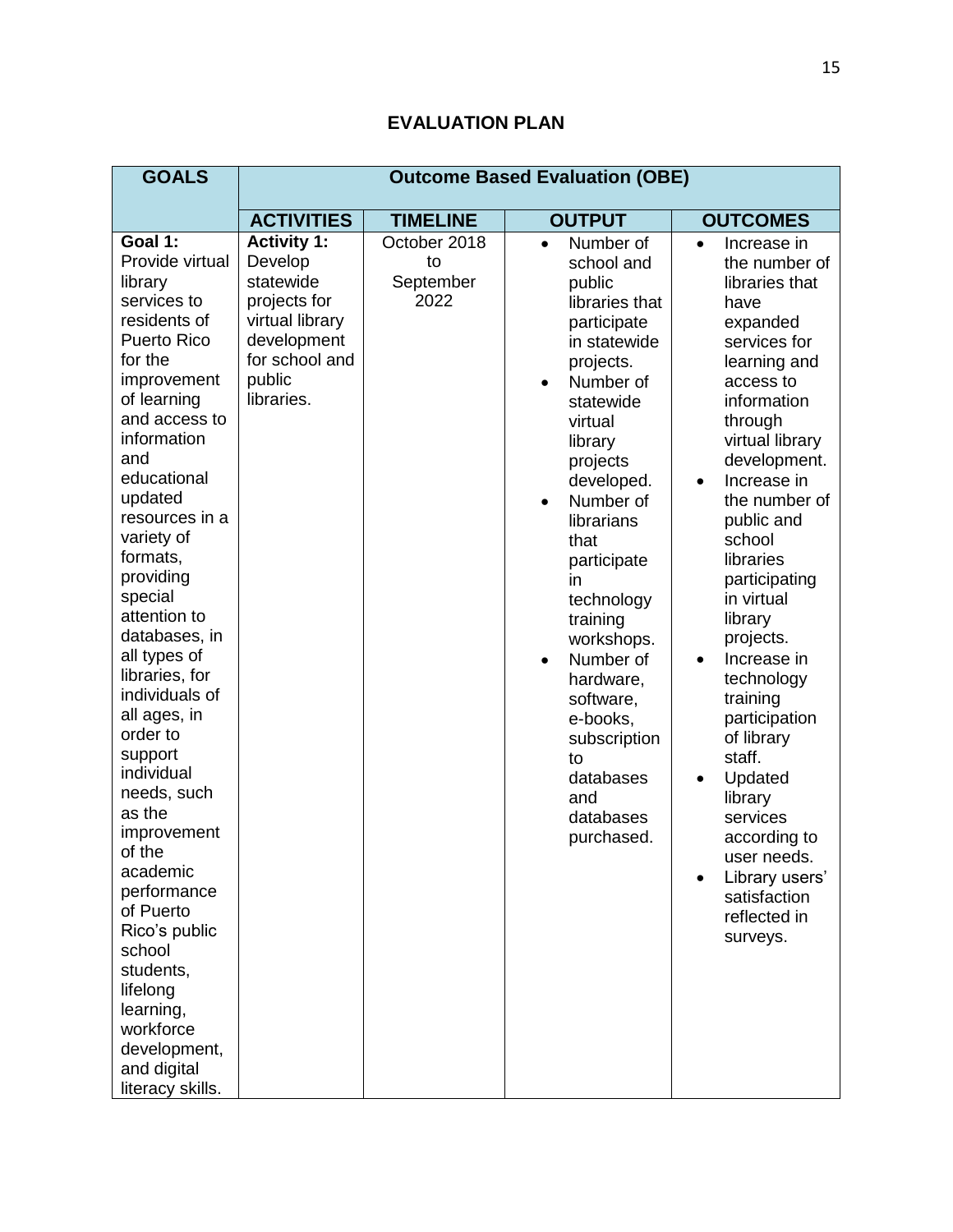# EVALUATION PLAN

| GOALS | Outcome Based Evaluation (OBE) | | | |
|---|---|---|---|---|
| | **ACTIVITIES** | **TIMELINE** | **OUTPUT** | **OUTCOMES** |
| **Goal 1:** Provide virtual library services to residents of Puerto Rico for the improvement of learning and access to information and educational updated resources in a variety of formats, providing special attention to databases, in all types of libraries, for individuals of all ages, in order to support individual needs, such as the improvement of the academic performance of Puerto Rico's public school students, lifelong learning, workforce development, and digital literacy skills. | **Activity 1:** Develop statewide projects for virtual library development for school and public libraries. | October 2018 to September 2022 | • Number of school and public libraries that participate in statewide projects.<br>• Number of statewide virtual library projects developed.<br>• Number of librarians that participate in technology training workshops.<br>• Number of hardware, software, e-books, subscription to databases and databases purchased. | • Increase in the number of libraries that have expanded services for learning and access to information through virtual library development.<br>• Increase in the number of public and school libraries participating in virtual library projects.<br>• Increase in technology training participation of library staff.<br>• Updated library services according to user needs.<br>• Library users' satisfaction reflected in surveys. |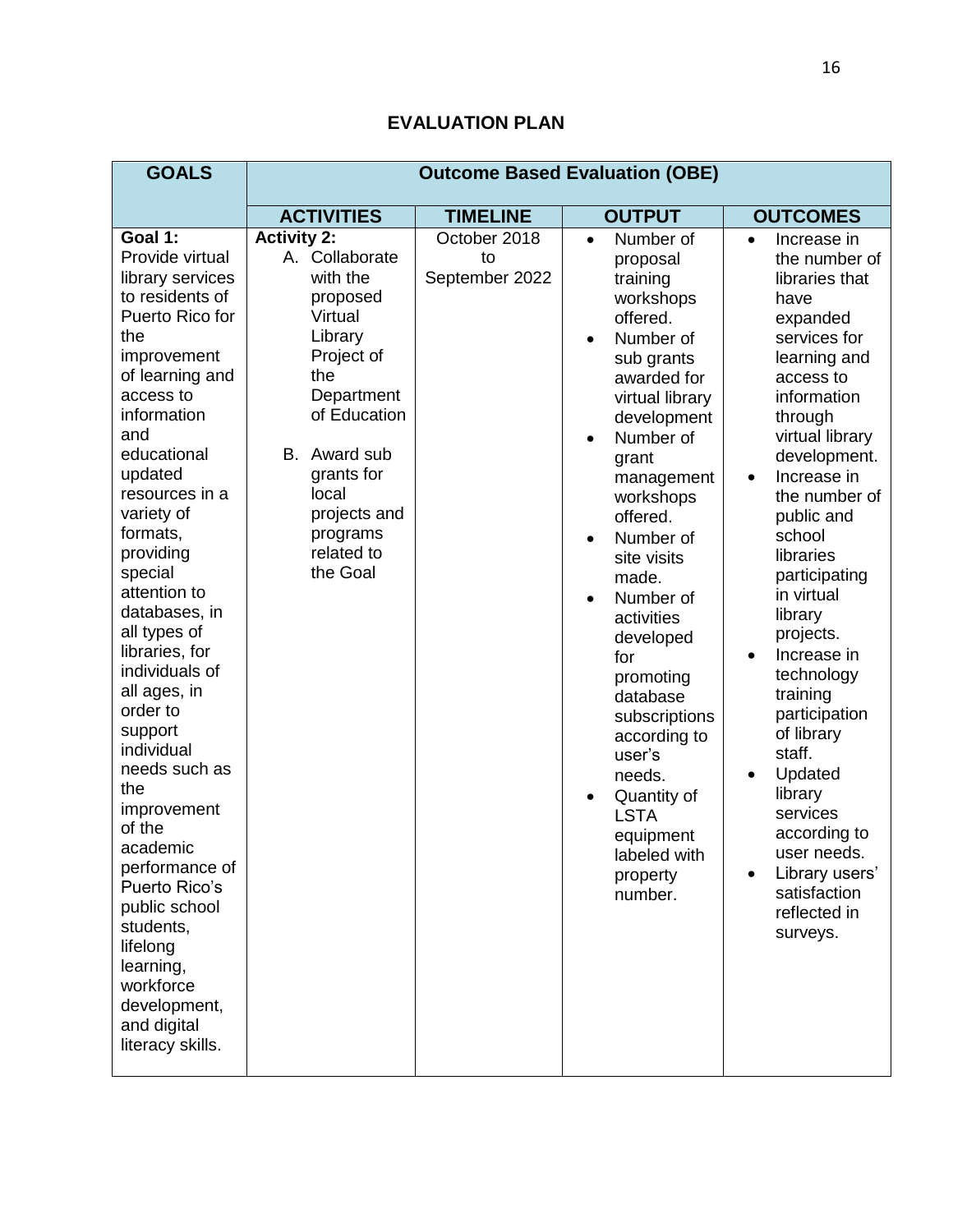# EVALUATION PLAN

| GOALS | Outcome Based Evaluation (OBE) | | | |
|---|---|---|---|---|
| | **ACTIVITIES** | **TIMELINE** | **OUTPUT** | **OUTCOMES** |
| **Goal 1:** Provide virtual library services to residents of Puerto Rico for the improvement of learning and access to information and educational updated resources in a variety of formats, providing special attention to databases, in all types of libraries, for individuals of all ages, in order to support individual needs such as the improvement of the academic performance of Puerto Rico's public school students, lifelong learning, workforce development, and digital literacy skills. | **Activity 2:**<br>A. Collaborate with the proposed Virtual Library Project of the Department of Education<br><br>B. Award sub grants for local projects and programs related to the Goal | October 2018 to September 2022 | • Number of proposal training workshops offered.<br>• Number of sub grants awarded for virtual library development<br>• Number of grant management workshops offered.<br>• Number of site visits made.<br>• Number of activities developed for promoting database subscriptions according to user's needs.<br>• Quantity of LSTA equipment labeled with property number. | • Increase in the number of libraries that have expanded services for learning and access to information through virtual library development.<br>• Increase in the number of public and school libraries participating in virtual library projects.<br>• Increase in technology training participation of library staff.<br>• Updated library services according to user needs.<br>• Library users' satisfaction reflected in surveys. |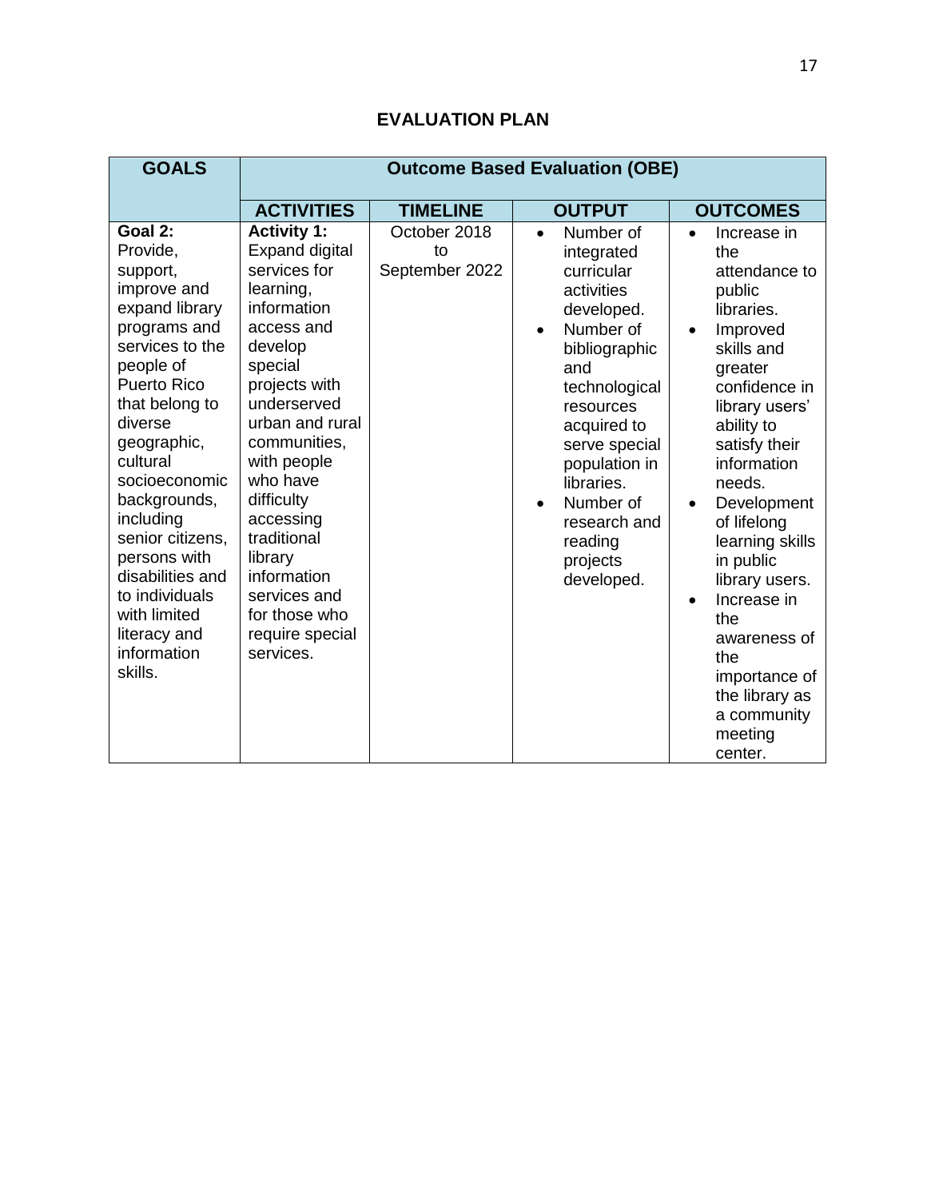# EVALUATION PLAN

| GOALS | Outcome Based Evaluation (OBE) | | | |
|---|---|---|---|---|
| | **ACTIVITIES** | **TIMELINE** | **OUTPUT** | **OUTCOMES** |
| **Goal 2:** Provide, support, improve and expand library programs and services to the people of Puerto Rico that belong to diverse geographic, cultural socioeconomic backgrounds, including senior citizens, persons with disabilities and to individuals with limited literacy and information skills. | **Activity 1:** Expand digital services for learning, information access and develop special projects with underserved urban and rural communities, with people who have difficulty accessing traditional library information services and for those who require special services. | October 2018 to September 2022 | • Number of integrated curricular activities developed.<br>• Number of bibliographic and technological resources acquired to serve special population in libraries.<br>• Number of research and reading projects developed. | • Increase in the attendance to public libraries.<br>• Improved skills and greater confidence in library users' ability to satisfy their information needs.<br>• Development of lifelong learning skills in public library users.<br>• Increase in the awareness of the importance of the library as a community meeting center. |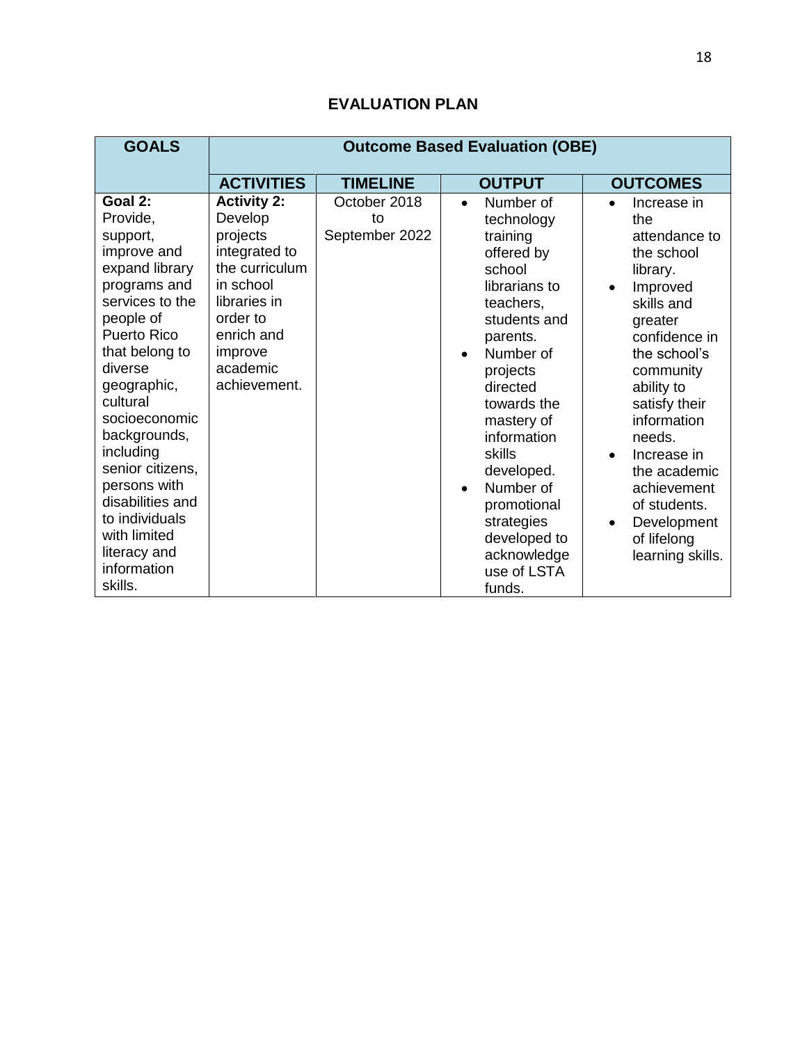## EVALUATION PLAN

| GOALS | Outcome Based Evaluation (OBE) | | | |
|---|---|---|---|---|
| | **ACTIVITIES** | **TIMELINE** | **OUTPUT** | **OUTCOMES** |
| **Goal 2:** Provide, support, improve and expand library programs and services to the people of Puerto Rico that belong to diverse geographic, cultural socioeconomic backgrounds, including senior citizens, persons with disabilities and to individuals with limited literacy and information skills. | **Activity 2:** Develop projects integrated to the curriculum in school libraries in order to enrich and improve academic achievement. | October 2018 to September 2022 | • Number of technology training offered by school librarians to teachers, students and parents.<br>• Number of projects directed towards the mastery of information skills developed.<br>• Number of promotional strategies developed to acknowledge use of LSTA funds. | • Increase in the attendance to the school library.<br>• Improved skills and greater confidence in the school's community ability to satisfy their information needs.<br>• Increase in the academic achievement of students.<br>• Development of lifelong learning skills. |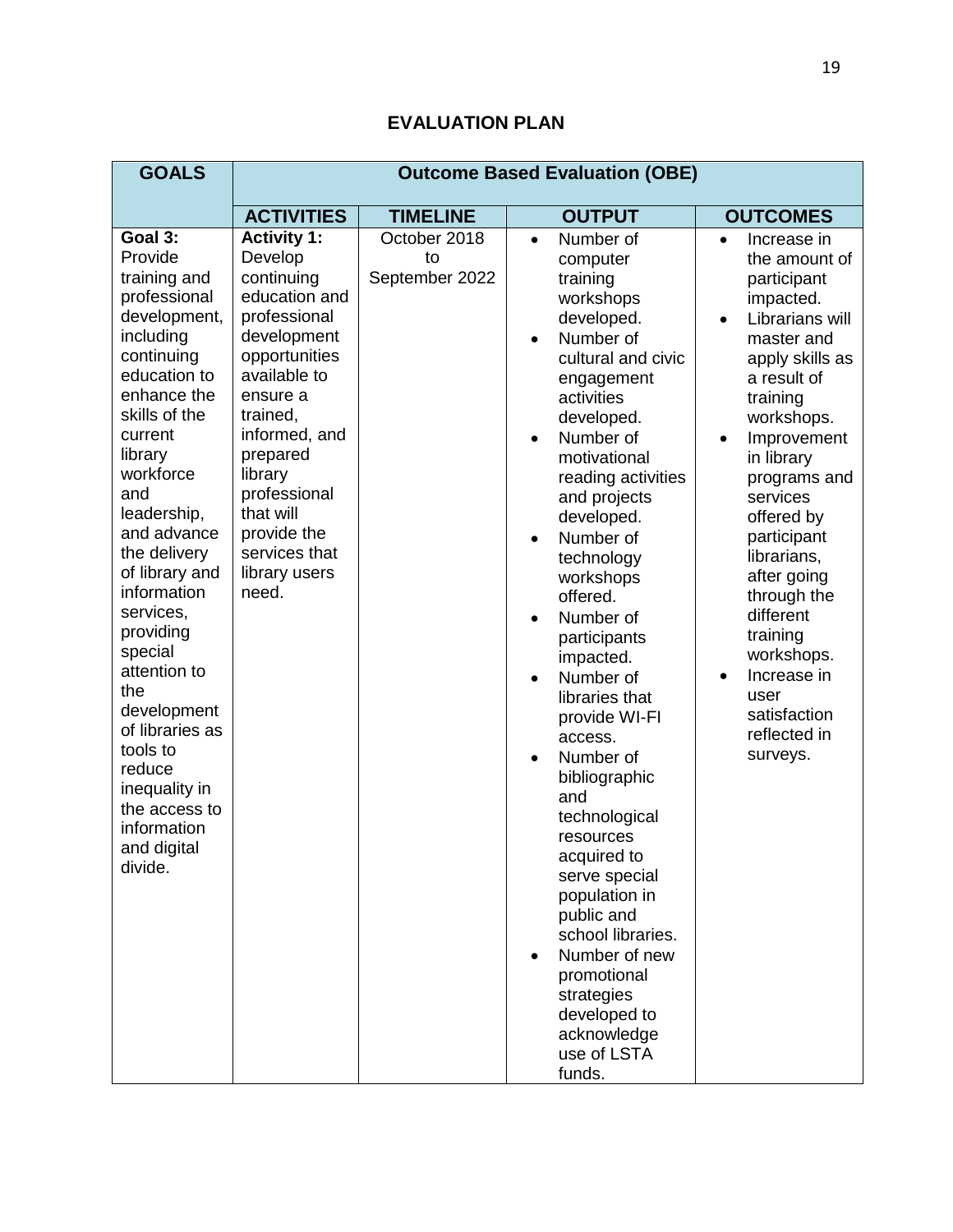## EVALUATION PLAN

| GOALS | Outcome Based Evaluation (OBE) | | | |
|---|---|---|---|---|
| | **ACTIVITIES** | **TIMELINE** | **OUTPUT** | **OUTCOMES** |
| **Goal 3:** Provide training and professional development, including continuing education to enhance the skills of the current library workforce and leadership, and advance the delivery of library and information services, providing special attention to the development of libraries as tools to reduce inequality in the access to information and digital divide. | **Activity 1:** Develop continuing education and professional development opportunities available to ensure a trained, informed, and prepared library professional that will provide the services that library users need. | October 2018 to September 2022 | • Number of computer training workshops developed.<br>• Number of cultural and civic engagement activities developed.<br>• Number of motivational reading activities and projects developed.<br>• Number of technology workshops offered.<br>• Number of participants impacted.<br>• Number of libraries that provide WI-FI access.<br>• Number of bibliographic and technological resources acquired to serve special population in public and school libraries.<br>• Number of new promotional strategies developed to acknowledge use of LSTA funds. | • Increase in the amount of participant impacted.<br>• Librarians will master and apply skills as a result of training workshops.<br>• Improvement in library programs and services offered by participant librarians, after going through the different training workshops.<br>• Increase in user satisfaction reflected in surveys. |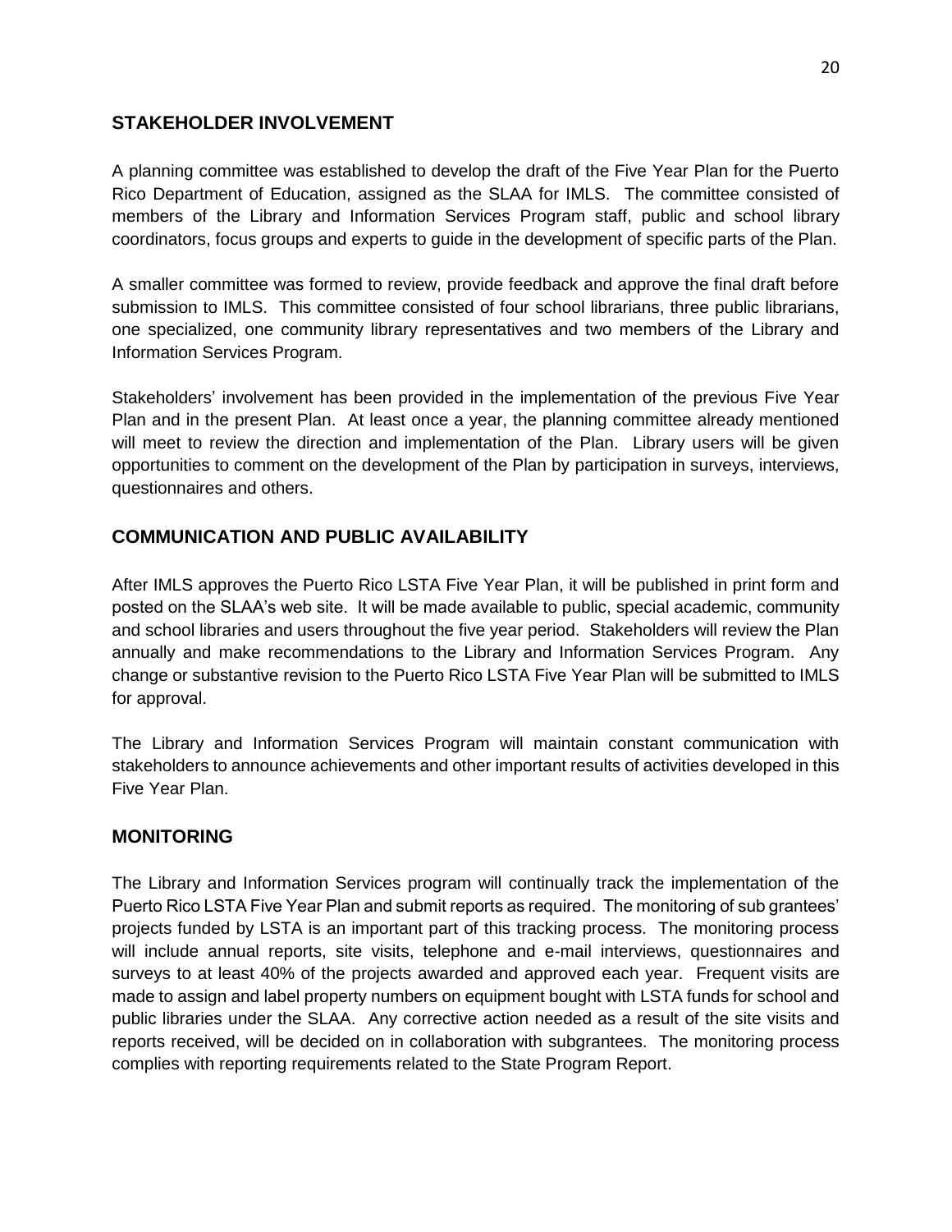## STAKEHOLDER INVOLVEMENT

A planning committee was established to develop the draft of the Five Year Plan for the Puerto Rico Department of Education, assigned as the SLAA for IMLS. The committee consisted of members of the Library and Information Services Program staff, public and school library coordinators, focus groups and experts to guide in the development of specific parts of the Plan.

A smaller committee was formed to review, provide feedback and approve the final draft before submission to IMLS. This committee consisted of four school librarians, three public librarians, one specialized, one community library representatives and two members of the Library and Information Services Program.

Stakeholders' involvement has been provided in the implementation of the previous Five Year Plan and in the present Plan. At least once a year, the planning committee already mentioned will meet to review the direction and implementation of the Plan. Library users will be given opportunities to comment on the development of the Plan by participation in surveys, interviews, questionnaires and others.

## COMMUNICATION AND PUBLIC AVAILABILITY

After IMLS approves the Puerto Rico LSTA Five Year Plan, it will be published in print form and posted on the SLAA's web site. It will be made available to public, special academic, community and school libraries and users throughout the five year period. Stakeholders will review the Plan annually and make recommendations to the Library and Information Services Program. Any change or substantive revision to the Puerto Rico LSTA Five Year Plan will be submitted to IMLS for approval.

The Library and Information Services Program will maintain constant communication with stakeholders to announce achievements and other important results of activities developed in this Five Year Plan.

## MONITORING

The Library and Information Services program will continually track the implementation of the Puerto Rico LSTA Five Year Plan and submit reports as required. The monitoring of sub grantees' projects funded by LSTA is an important part of this tracking process. The monitoring process will include annual reports, site visits, telephone and e-mail interviews, questionnaires and surveys to at least 40% of the projects awarded and approved each year. Frequent visits are made to assign and label property numbers on equipment bought with LSTA funds for school and public libraries under the SLAA. Any corrective action needed as a result of the site visits and reports received, will be decided on in collaboration with subgrantees. The monitoring process complies with reporting requirements related to the State Program Report.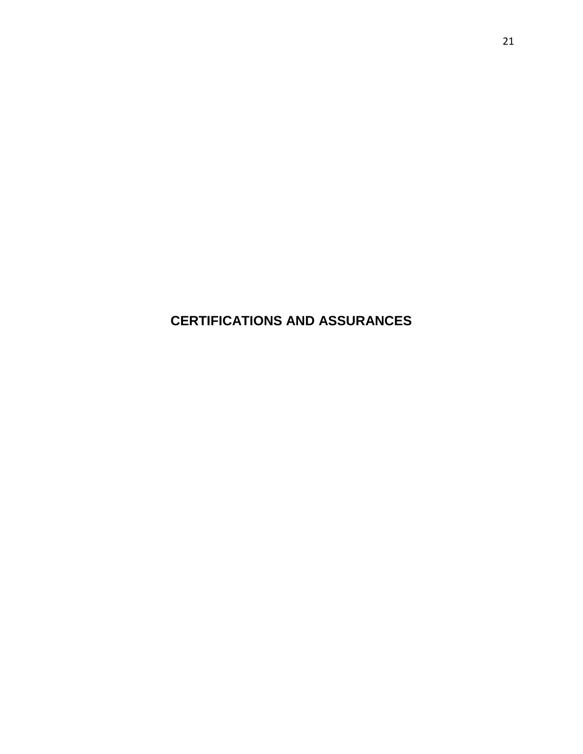# CERTIFICATIONS AND ASSURANCES